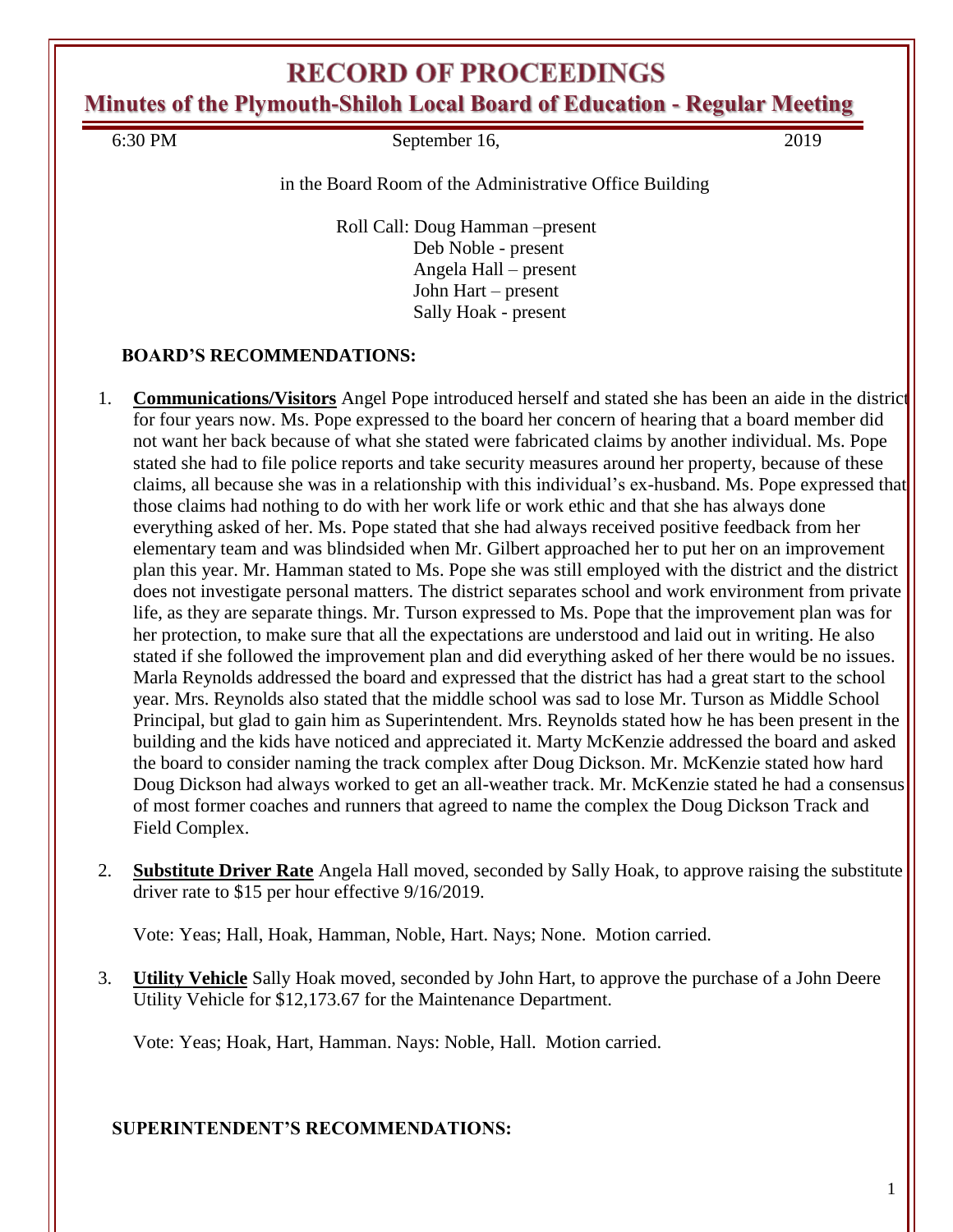# RECORD OF PROCEEDINGS

## Minutes of the Plymouth-Shiloh Local Board of Education - Regular Meeting

6:30 PM September 16, 2019

in the Board Room of the Administrative Office Building

Roll Call: Doug Hamman –present
Deb Noble - present
Angela Hall – present
John Hart – present
Sally Hoak - present

**BOARD'S RECOMMENDATIONS:**

1. **Communications/Visitors** Angel Pope introduced herself and stated she has been an aide in the district for four years now. Ms. Pope expressed to the board her concern of hearing that a board member did not want her back because of what she stated were fabricated claims by another individual. Ms. Pope stated she had to file police reports and take security measures around her property, because of these claims, all because she was in a relationship with this individual's ex-husband. Ms. Pope expressed that those claims had nothing to do with her work life or work ethic and that she has always done everything asked of her. Ms. Pope stated that she had always received positive feedback from her elementary team and was blindsided when Mr. Gilbert approached her to put her on an improvement plan this year. Mr. Hamman stated to Ms. Pope she was still employed with the district and the district does not investigate personal matters. The district separates school and work environment from private life, as they are separate things. Mr. Turson expressed to Ms. Pope that the improvement plan was for her protection, to make sure that all the expectations are understood and laid out in writing. He also stated if she followed the improvement plan and did everything asked of her there would be no issues. Marla Reynolds addressed the board and expressed that the district has had a great start to the school year. Mrs. Reynolds also stated that the middle school was sad to lose Mr. Turson as Middle School Principal, but glad to gain him as Superintendent. Mrs. Reynolds stated how he has been present in the building and the kids have noticed and appreciated it. Marty McKenzie addressed the board and asked the board to consider naming the track complex after Doug Dickson. Mr. McKenzie stated how hard Doug Dickson had always worked to get an all-weather track. Mr. McKenzie stated he had a consensus of most former coaches and runners that agreed to name the complex the Doug Dickson Track and Field Complex.

2. **Substitute Driver Rate** Angela Hall moved, seconded by Sally Hoak, to approve raising the substitute driver rate to $15 per hour effective 9/16/2019.

   Vote: Yeas; Hall, Hoak, Hamman, Noble, Hart. Nays; None. Motion carried.

3. **Utility Vehicle** Sally Hoak moved, seconded by John Hart, to approve the purchase of a John Deere Utility Vehicle for $12,173.67 for the Maintenance Department.

   Vote: Yeas; Hoak, Hart, Hamman. Nays: Noble, Hall. Motion carried.

**SUPERINTENDENT'S RECOMMENDATIONS:**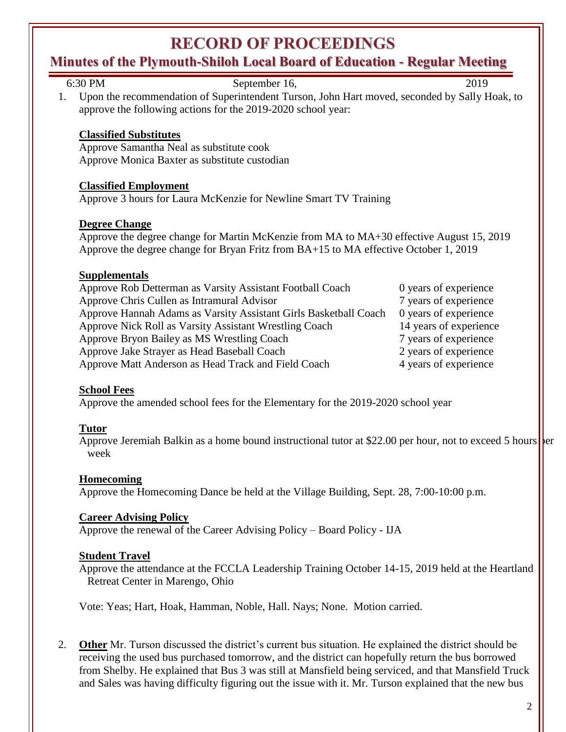# RECORD OF PROCEEDINGS

## Minutes of the Plymouth-Shiloh Local Board of Education - Regular Meeting

6:30 PM September 16, 2019

1. Upon the recommendation of Superintendent Turson, John Hart moved, seconded by Sally Hoak, to approve the following actions for the 2019-2020 school year:

   **Classified Substitutes**
   Approve Samantha Neal as substitute cook
   Approve Monica Baxter as substitute custodian

   **Classified Employment**
   Approve 3 hours for Laura McKenzie for Newline Smart TV Training

   **Degree Change**
   Approve the degree change for Martin McKenzie from MA to MA+30 effective August 15, 2019
   Approve the degree change for Bryan Fritz from BA+15 to MA effective October 1, 2019

   **Supplementals**

   | | |
   |---|---|
   | Approve Rob Detterman as Varsity Assistant Football Coach | 0 years of experience |
   | Approve Chris Cullen as Intramural Advisor | 7 years of experience |
   | Approve Hannah Adams as Varsity Assistant Girls Basketball Coach | 0 years of experience |
   | Approve Nick Roll as Varsity Assistant Wrestling Coach | 14 years of experience |
   | Approve Bryon Bailey as MS Wrestling Coach | 7 years of experience |
   | Approve Jake Strayer as Head Baseball Coach | 2 years of experience |
   | Approve Matt Anderson as Head Track and Field Coach | 4 years of experience |

   **School Fees**
   Approve the amended school fees for the Elementary for the 2019-2020 school year

   **Tutor**
   Approve Jeremiah Balkin as a home bound instructional tutor at $22.00 per hour, not to exceed 5 hours per week

   **Homecoming**
   Approve the Homecoming Dance be held at the Village Building, Sept. 28, 7:00-10:00 p.m.

   **Career Advising Policy**
   Approve the renewal of the Career Advising Policy – Board Policy - IJA

   **Student Travel**
   Approve the attendance at the FCCLA Leadership Training October 14-15, 2019 held at the Heartland Retreat Center in Marengo, Ohio

   Vote: Yeas; Hart, Hoak, Hamman, Noble, Hall. Nays; None. Motion carried.

2. **Other** Mr. Turson discussed the district's current bus situation. He explained the district should be receiving the used bus purchased tomorrow, and the district can hopefully return the bus borrowed from Shelby. He explained that Bus 3 was still at Mansfield being serviced, and that Mansfield Truck and Sales was having difficulty figuring out the issue with it. Mr. Turson explained that the new bus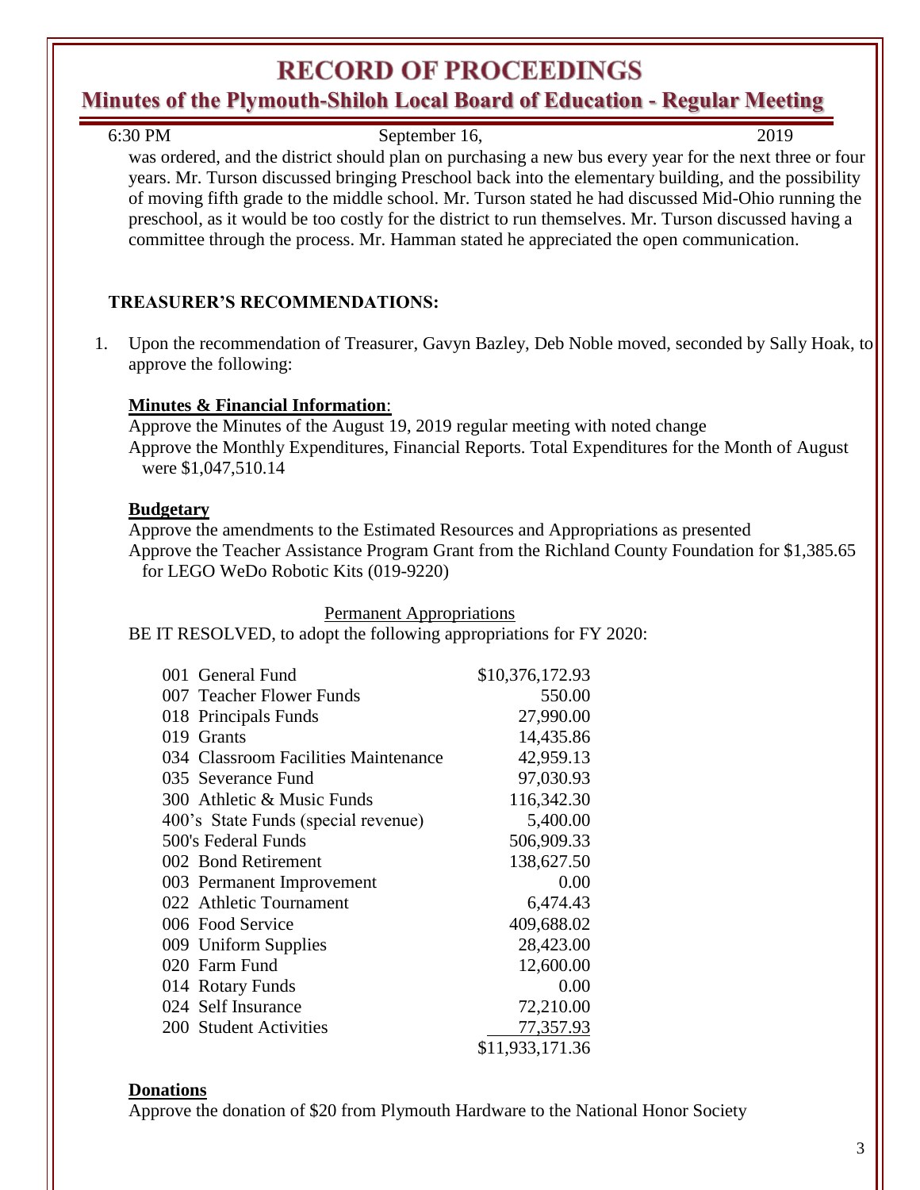was ordered, and the district should plan on purchasing a new bus every year for the next three or four years. Mr. Turson discussed bringing Preschool back into the elementary building, and the possibility of moving fifth grade to the middle school. Mr. Turson stated he had discussed Mid-Ohio running the preschool, as it would be too costly for the district to run themselves. Mr. Turson discussed having a committee through the process. Mr. Hamman stated he appreciated the open communication.

## TREASURER'S RECOMMENDATIONS:

1. Upon the recommendation of Treasurer, Gavyn Bazley, Deb Noble moved, seconded by Sally Hoak, to approve the following:

**Minutes & Financial Information**:
Approve the Minutes of the August 19, 2019 regular meeting with noted change
Approve the Monthly Expenditures, Financial Reports. Total Expenditures for the Month of August were $1,047,510.14

**Budgetary**
Approve the amendments to the Estimated Resources and Appropriations as presented
Approve the Teacher Assistance Program Grant from the Richland County Foundation for $1,385.65 for LEGO WeDo Robotic Kits (019-9220)

Permanent Appropriations

BE IT RESOLVED, to adopt the following appropriations for FY 2020:

| Fund | Amount |
|---|---|
| 001 General Fund | $10,376,172.93 |
| 007 Teacher Flower Funds | 550.00 |
| 018 Principals Funds | 27,990.00 |
| 019 Grants | 14,435.86 |
| 034 Classroom Facilities Maintenance | 42,959.13 |
| 035 Severance Fund | 97,030.93 |
| 300 Athletic & Music Funds | 116,342.30 |
| 400's State Funds (special revenue) | 5,400.00 |
| 500's Federal Funds | 506,909.33 |
| 002 Bond Retirement | 138,627.50 |
| 003 Permanent Improvement | 0.00 |
| 022 Athletic Tournament | 6,474.43 |
| 006 Food Service | 409,688.02 |
| 009 Uniform Supplies | 28,423.00 |
| 020 Farm Fund | 12,600.00 |
| 014 Rotary Funds | 0.00 |
| 024 Self Insurance | 72,210.00 |
| 200 Student Activities | 77,357.93 |
| | $11,933,171.36 |

**Donations**
Approve the donation of $20 from Plymouth Hardware to the National Honor Society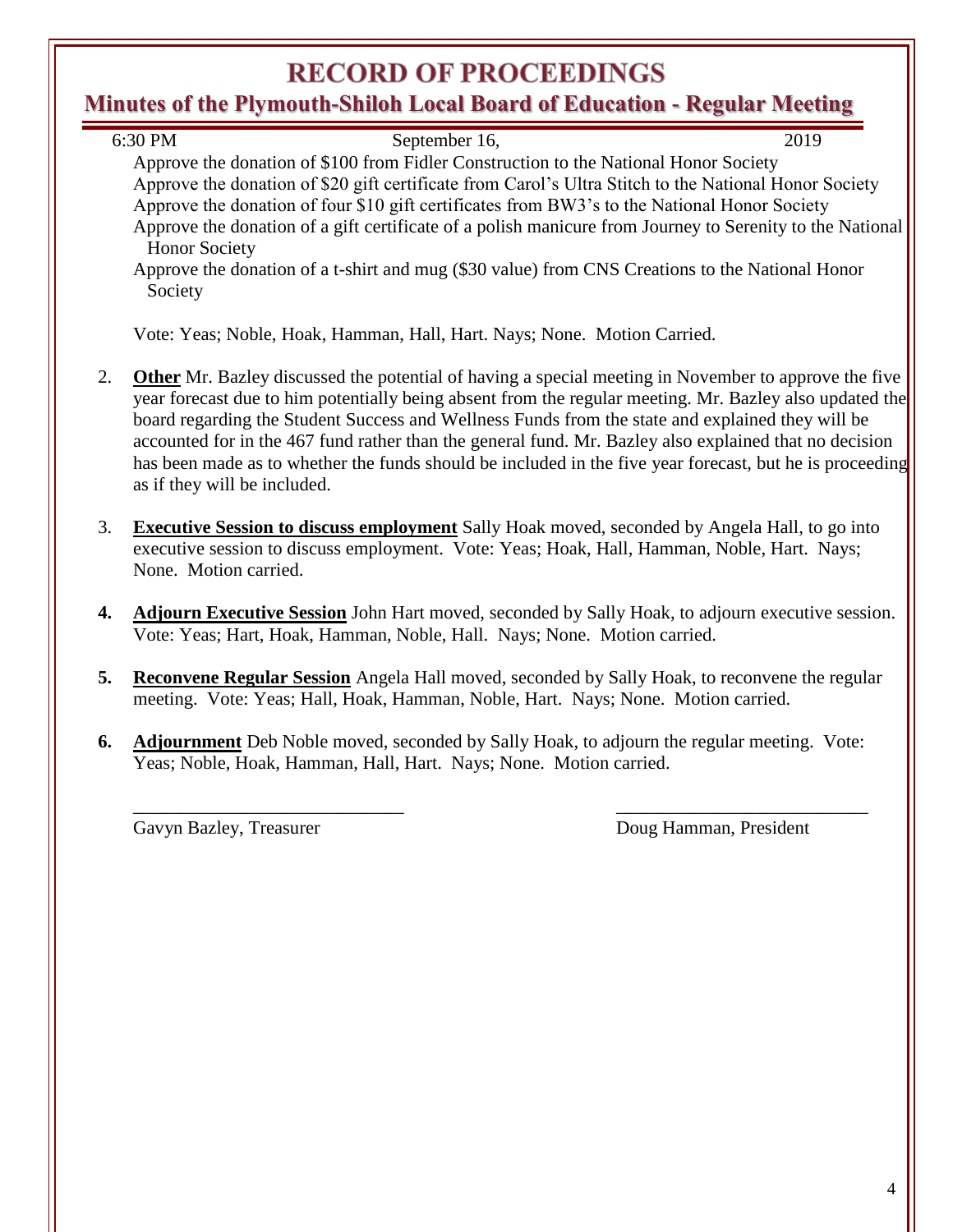# RECORD OF PROCEEDINGS

## Minutes of the Plymouth-Shiloh Local Board of Education - Regular Meeting

6:30 PM September 16, 2019

Approve the donation of $100 from Fidler Construction to the National Honor Society
Approve the donation of $20 gift certificate from Carol's Ultra Stitch to the National Honor Society
Approve the donation of four $10 gift certificates from BW3's to the National Honor Society
Approve the donation of a gift certificate of a polish manicure from Journey to Serenity to the National Honor Society
Approve the donation of a t-shirt and mug ($30 value) from CNS Creations to the National Honor Society

Vote: Yeas; Noble, Hoak, Hamman, Hall, Hart. Nays; None. Motion Carried.

2. **Other** Mr. Bazley discussed the potential of having a special meeting in November to approve the five year forecast due to him potentially being absent from the regular meeting. Mr. Bazley also updated the board regarding the Student Success and Wellness Funds from the state and explained they will be accounted for in the 467 fund rather than the general fund. Mr. Bazley also explained that no decision has been made as to whether the funds should be included in the five year forecast, but he is proceeding as if they will be included.

3. **Executive Session to discuss employment** Sally Hoak moved, seconded by Angela Hall, to go into executive session to discuss employment. Vote: Yeas; Hoak, Hall, Hamman, Noble, Hart. Nays; None. Motion carried.

4. **Adjourn Executive Session** John Hart moved, seconded by Sally Hoak, to adjourn executive session. Vote: Yeas; Hart, Hoak, Hamman, Noble, Hall. Nays; None. Motion carried.

5. **Reconvene Regular Session** Angela Hall moved, seconded by Sally Hoak, to reconvene the regular meeting. Vote: Yeas; Hall, Hoak, Hamman, Noble, Hart. Nays; None. Motion carried.

6. **Adjournment** Deb Noble moved, seconded by Sally Hoak, to adjourn the regular meeting. Vote: Yeas; Noble, Hoak, Hamman, Hall, Hart. Nays; None. Motion carried.

_____________________________ _____________________________

Gavyn Bazley, Treasurer Doug Hamman, President